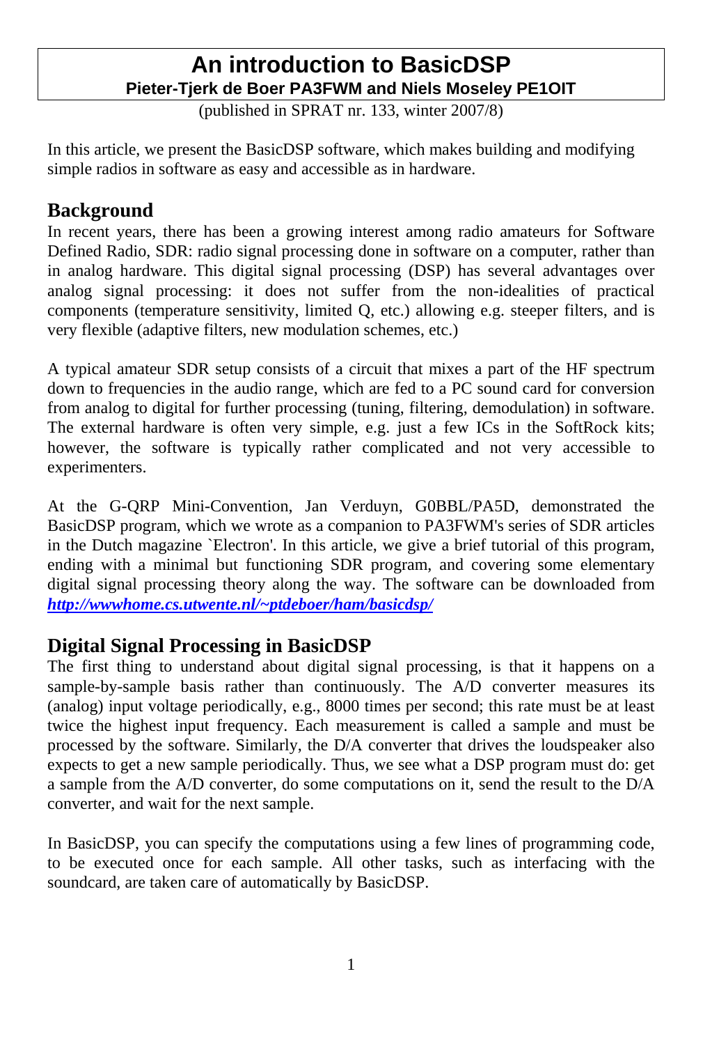# An introduction to BasicDSP

**Pieter-Tjerk de Boer PA3FWM and Niels Moseley PE1OIT**

(published in SPRAT nr. 133, winter 2007/8)

In this article, we present the BasicDSP software, which makes building and modifying simple radios in software as easy and accessible as in hardware.

## Background

In recent years, there has been a growing interest among radio amateurs for Software Defined Radio, SDR: radio signal processing done in software on a computer, rather than in analog hardware. This digital signal processing (DSP) has several advantages over analog signal processing: it does not suffer from the non-idealities of practical components (temperature sensitivity, limited Q, etc.) allowing e.g. steeper filters, and is very flexible (adaptive filters, new modulation schemes, etc.)

A typical amateur SDR setup consists of a circuit that mixes a part of the HF spectrum down to frequencies in the audio range, which are fed to a PC sound card for conversion from analog to digital for further processing (tuning, filtering, demodulation) in software. The external hardware is often very simple, e.g. just a few ICs in the SoftRock kits; however, the software is typically rather complicated and not very accessible to experimenters.

At the G-QRP Mini-Convention, Jan Verduyn, G0BBL/PA5D, demonstrated the BasicDSP program, which we wrote as a companion to PA3FWM's series of SDR articles in the Dutch magazine `Electron'. In this article, we give a brief tutorial of this program, ending with a minimal but functioning SDR program, and covering some elementary digital signal processing theory along the way. The software can be downloaded from ***http://wwwhome.cs.utwente.nl/~ptdeboer/ham/basicdsp/***

## Digital Signal Processing in BasicDSP

The first thing to understand about digital signal processing, is that it happens on a sample-by-sample basis rather than continuously. The A/D converter measures its (analog) input voltage periodically, e.g., 8000 times per second; this rate must be at least twice the highest input frequency. Each measurement is called a sample and must be processed by the software. Similarly, the D/A converter that drives the loudspeaker also expects to get a new sample periodically. Thus, we see what a DSP program must do: get a sample from the A/D converter, do some computations on it, send the result to the D/A converter, and wait for the next sample.

In BasicDSP, you can specify the computations using a few lines of programming code, to be executed once for each sample. All other tasks, such as interfacing with the soundcard, are taken care of automatically by BasicDSP.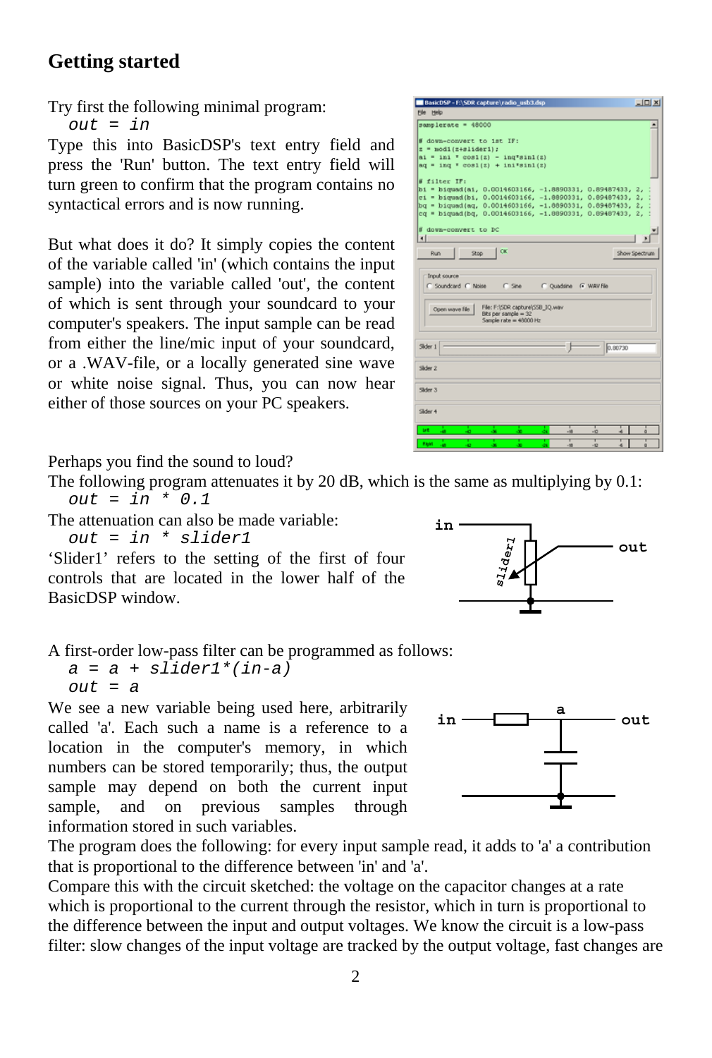## Getting started

Try first the following minimal program:

```
out = in
```

Type this into BasicDSP's text entry field and press the 'Run' button. The text entry field will turn green to confirm that the program contains no syntactical errors and is now running.

But what does it do? It simply copies the content of the variable called 'in' (which contains the input sample) into the variable called 'out', the content of which is sent through your soundcard to your computer's speakers. The input sample can be read from either the line/mic input of your soundcard, or a .WAV-file, or a locally generated sine wave or white noise signal. Thus, you can now hear either of those sources on your PC speakers.

Perhaps you find the sound to loud?

The following program attenuates it by 20 dB, which is the same as multiplying by 0.1:

```
out = in * 0.1
```

The attenuation can also be made variable:

```
out = in * slider1
```

'Slider1' refers to the setting of the first of four controls that are located in the lower half of the BasicDSP window.

A first-order low-pass filter can be programmed as follows:

```
a = a + slider1*(in-a)
out = a
```

We see a new variable being used here, arbitrarily called 'a'. Each such a name is a reference to a location in the computer's memory, in which numbers can be stored temporarily; thus, the output sample may depend on both the current input sample, and on previous samples through information stored in such variables.

The program does the following: for every input sample read, it adds to 'a' a contribution that is proportional to the difference between 'in' and 'a'.

Compare this with the circuit sketched: the voltage on the capacitor changes at a rate which is proportional to the current through the resistor, which in turn is proportional to the difference between the input and output voltages. We know the circuit is a low-pass filter: slow changes of the input voltage are tracked by the output voltage, fast changes are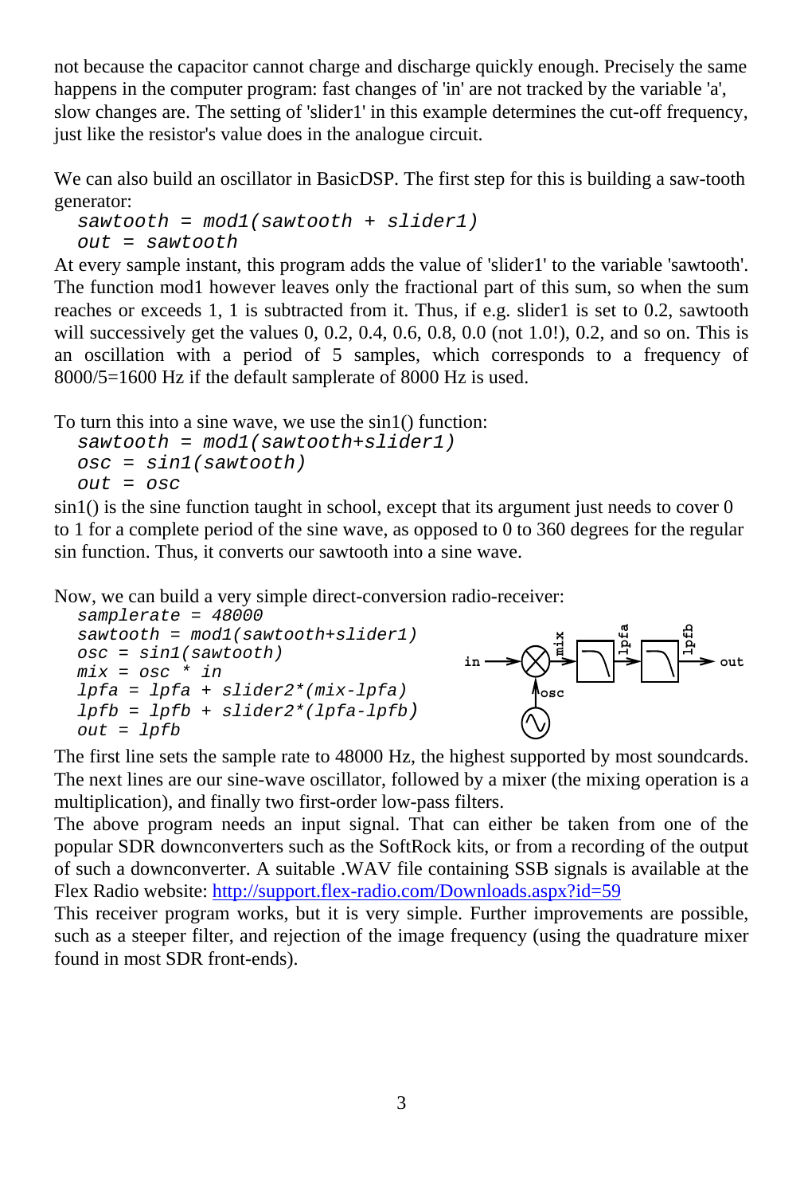not because the capacitor cannot charge and discharge quickly enough. Precisely the same happens in the computer program: fast changes of 'in' are not tracked by the variable 'a', slow changes are. The setting of 'slider1' in this example determines the cut-off frequency, just like the resistor's value does in the analogue circuit.

We can also build an oscillator in BasicDSP. The first step for this is building a saw-tooth generator:

```
sawtooth = mod1(sawtooth + slider1)
out = sawtooth
```

At every sample instant, this program adds the value of 'slider1' to the variable 'sawtooth'. The function mod1 however leaves only the fractional part of this sum, so when the sum reaches or exceeds 1, 1 is subtracted from it. Thus, if e.g. slider1 is set to 0.2, sawtooth will successively get the values 0, 0.2, 0.4, 0.6, 0.8, 0.0 (not 1.0!), 0.2, and so on. This is an oscillation with a period of 5 samples, which corresponds to a frequency of 8000/5=1600 Hz if the default samplerate of 8000 Hz is used.

To turn this into a sine wave, we use the sin1() function:

```
sawtooth = mod1(sawtooth+slider1)
osc = sin1(sawtooth)
out = osc
```

sin1() is the sine function taught in school, except that its argument just needs to cover 0 to 1 for a complete period of the sine wave, as opposed to 0 to 360 degrees for the regular sin function. Thus, it converts our sawtooth into a sine wave.

Now, we can build a very simple direct-conversion radio-receiver:

```
samplerate = 48000
sawtooth = mod1(sawtooth+slider1)
osc = sin1(sawtooth)
mix = osc * in
lpfa = lpfa + slider2*(mix-lpfa)
lpfb = lpfb + slider2*(lpfa-lpfb)
out = lpfb
```

in
mix
lpfa
lpfb
out
osc

The first line sets the sample rate to 48000 Hz, the highest supported by most soundcards. The next lines are our sine-wave oscillator, followed by a mixer (the mixing operation is a multiplication), and finally two first-order low-pass filters.

The above program needs an input signal. That can either be taken from one of the popular SDR downconverters such as the SoftRock kits, or from a recording of the output of such a downconverter. A suitable .WAV file containing SSB signals is available at the Flex Radio website: http://support.flex-radio.com/Downloads.aspx?id=59

This receiver program works, but it is very simple. Further improvements are possible, such as a steeper filter, and rejection of the image frequency (using the quadrature mixer found in most SDR front-ends).